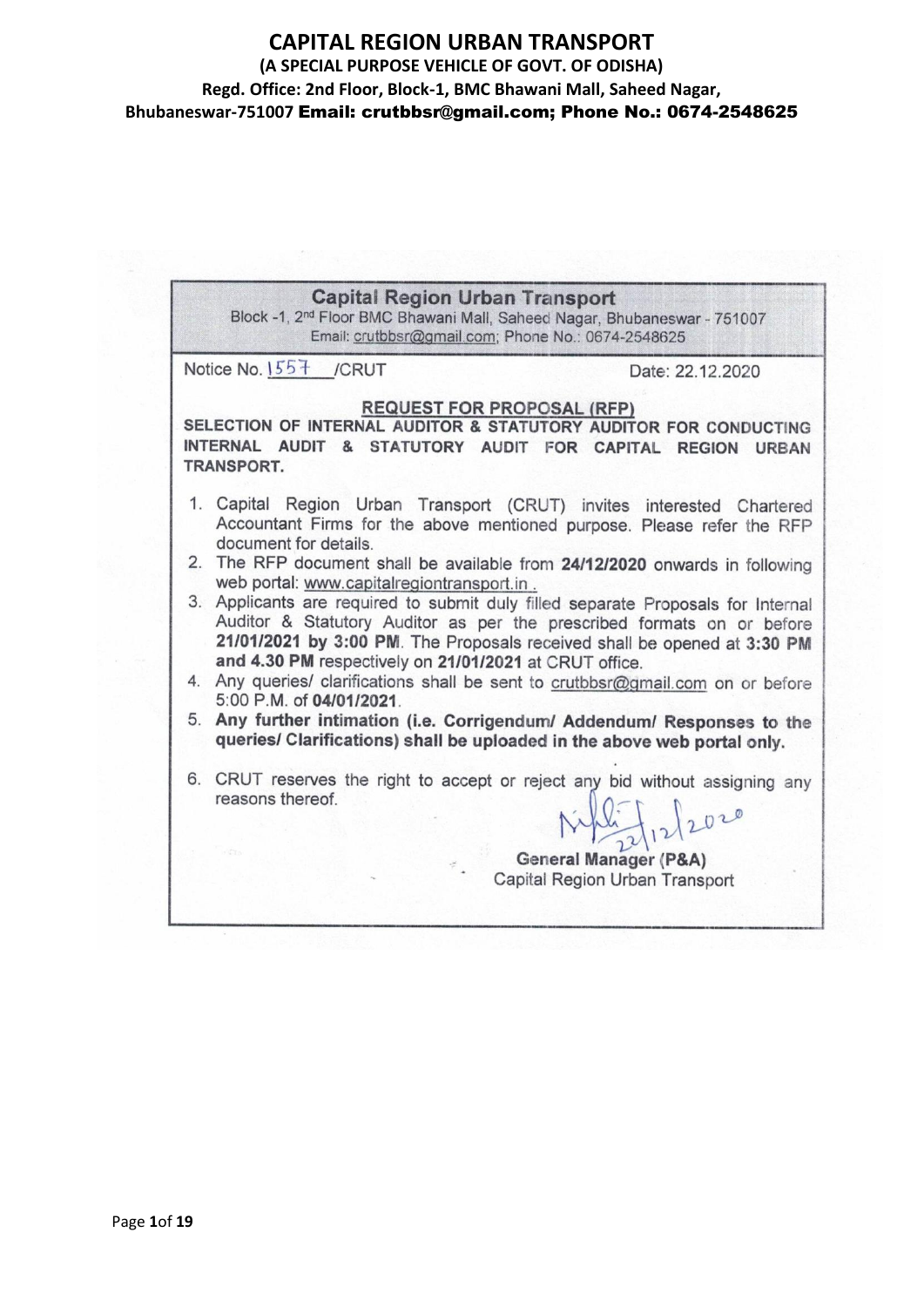# CAPITAL REGION URBAN TRANSPORT

**(A SPECIAL PURPOSE VEHICLE OF GOVT. OF ODISHA)**

**Regd. Office: 2nd Floor, Block-1, BMC Bhawani Mall, Saheed Nagar, Bhubaneswar-751007 Email: crutbbsr@gmail.com; Phone No.: 0674-2548625**

## Capital Region Urban Transport

Block -1, 2nd Floor BMC Bhawani Mall, Saheed Nagar, Bhubaneswar - 751007
Email: crutbbsr@gmail.com; Phone No.: 0674-2548625

Notice No. 1557 /CRUT

Date: 22.12.2020

### REQUEST FOR PROPOSAL (RFP)

**SELECTION OF INTERNAL AUDITOR & STATUTORY AUDITOR FOR CONDUCTING INTERNAL AUDIT & STATUTORY AUDIT FOR CAPITAL REGION URBAN TRANSPORT.**

1. Capital Region Urban Transport (CRUT) invites interested Chartered Accountant Firms for the above mentioned purpose. Please refer the RFP document for details.
2. The RFP document shall be available from **24/12/2020** onwards in following web portal: www.capitalregiontransport.in .
3. Applicants are required to submit duly filled separate Proposals for Internal Auditor & Statutory Auditor as per the prescribed formats on or before **21/01/2021 by 3:00 PM**. The Proposals received shall be opened at **3:30 PM and 4.30 PM** respectively on **21/01/2021** at CRUT office.
4. Any queries/ clarifications shall be sent to crutbbsr@gmail.com on or before 5:00 P.M. of **04/01/2021**.
5. **Any further intimation (i.e. Corrigendum/ Addendum/ Responses to the queries/ Clarifications) shall be uploaded in the above web portal only.**
6. CRUT reserves the right to accept or reject any bid without assigning any reasons thereof.

22/12/2020

**General Manager (P&A)**
Capital Region Urban Transport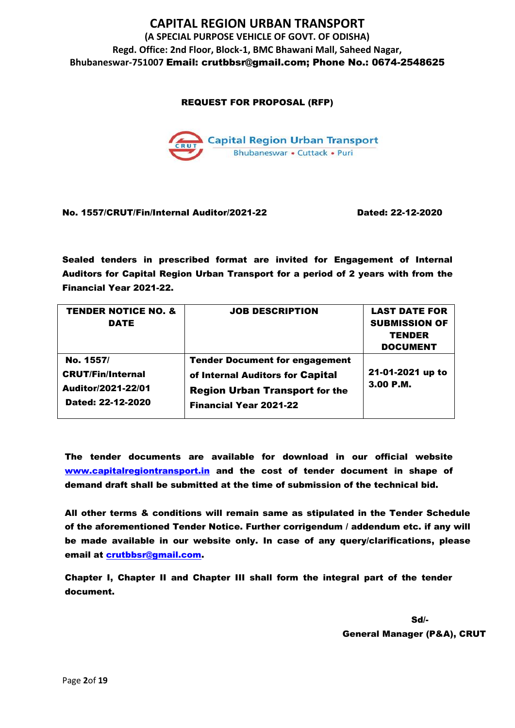# CAPITAL REGION URBAN TRANSPORT

**(A SPECIAL PURPOSE VEHICLE OF GOVT. OF ODISHA)**

**Regd. Office: 2nd Floor, Block-1, BMC Bhawani Mall, Saheed Nagar, Bhubaneswar-751007 Email: crutbbsr@gmail.com; Phone No.: 0674-2548625**

## REQUEST FOR PROPOSAL (RFP)

Capital Region Urban Transport
Bhubaneswar • Cuttack • Puri

**No. 1557/CRUT/Fin/Internal Auditor/2021-22** **Dated: 22-12-2020**

**Sealed tenders in prescribed format are invited for Engagement of Internal Auditors for Capital Region Urban Transport for a period of 2 years with from the Financial Year 2021-22.**

| TENDER NOTICE NO. & DATE | JOB DESCRIPTION | LAST DATE FOR SUBMISSION OF TENDER DOCUMENT |
|---|---|---|
| **No. 1557/ CRUT/Fin/Internal Auditor/2021-22/01 Dated: 22-12-2020** | **Tender Document for engagement of Internal Auditors for Capital Region Urban Transport for the Financial Year 2021-22** | **21-01-2021 up to 3.00 P.M.** |

**The tender documents are available for download in our official website www.capitalregiontransport.in and the cost of tender document in shape of demand draft shall be submitted at the time of submission of the technical bid.**

**All other terms & conditions will remain same as stipulated in the Tender Schedule of the aforementioned Tender Notice. Further corrigendum / addendum etc. if any will be made available in our website only. In case of any query/clarifications, please email at crutbbsr@gmail.com.**

**Chapter I, Chapter II and Chapter III shall form the integral part of the tender document.**

**Sd/-**

**General Manager (P&A), CRUT**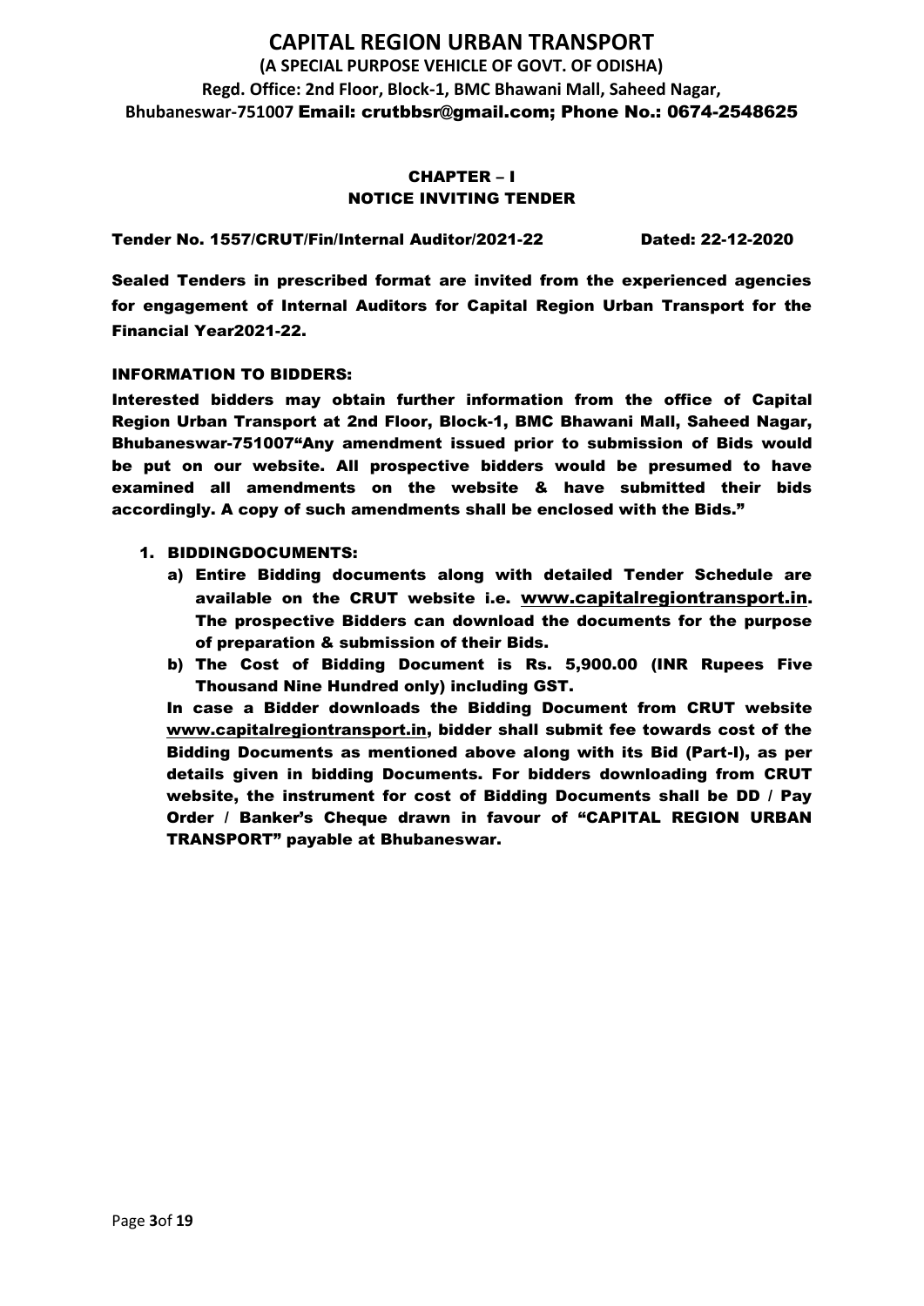# CAPITAL REGION URBAN TRANSPORT

**(A SPECIAL PURPOSE VEHICLE OF GOVT. OF ODISHA)**

**Regd. Office: 2nd Floor, Block-1, BMC Bhawani Mall, Saheed Nagar, Bhubaneswar-751007 Email: crutbbsr@gmail.com; Phone No.: 0674-2548625**

## CHAPTER – I
## NOTICE INVITING TENDER

**Tender No. 1557/CRUT/Fin/Internal Auditor/2021-22 Dated: 22-12-2020**

**Sealed Tenders in prescribed format are invited from the experienced agencies for engagement of Internal Auditors for Capital Region Urban Transport for the Financial Year2021-22.**

### INFORMATION TO BIDDERS:

**Interested bidders may obtain further information from the office of Capital Region Urban Transport at 2nd Floor, Block-1, BMC Bhawani Mall, Saheed Nagar, Bhubaneswar-751007"Any amendment issued prior to submission of Bids would be put on our website. All prospective bidders would be presumed to have examined all amendments on the website & have submitted their bids accordingly. A copy of such amendments shall be enclosed with the Bids."**

1. **BIDDINGDOCUMENTS:**
   a) **Entire Bidding documents along with detailed Tender Schedule are available on the CRUT website i.e. www.capitalregiontransport.in. The prospective Bidders can download the documents for the purpose of preparation & submission of their Bids.**
   b) **The Cost of Bidding Document is Rs. 5,900.00 (INR Rupees Five Thousand Nine Hundred only) including GST.**

   **In case a Bidder downloads the Bidding Document from CRUT website www.capitalregiontransport.in, bidder shall submit fee towards cost of the Bidding Documents as mentioned above along with its Bid (Part-I), as per details given in bidding Documents. For bidders downloading from CRUT website, the instrument for cost of Bidding Documents shall be DD / Pay Order / Banker's Cheque drawn in favour of "CAPITAL REGION URBAN TRANSPORT" payable at Bhubaneswar.**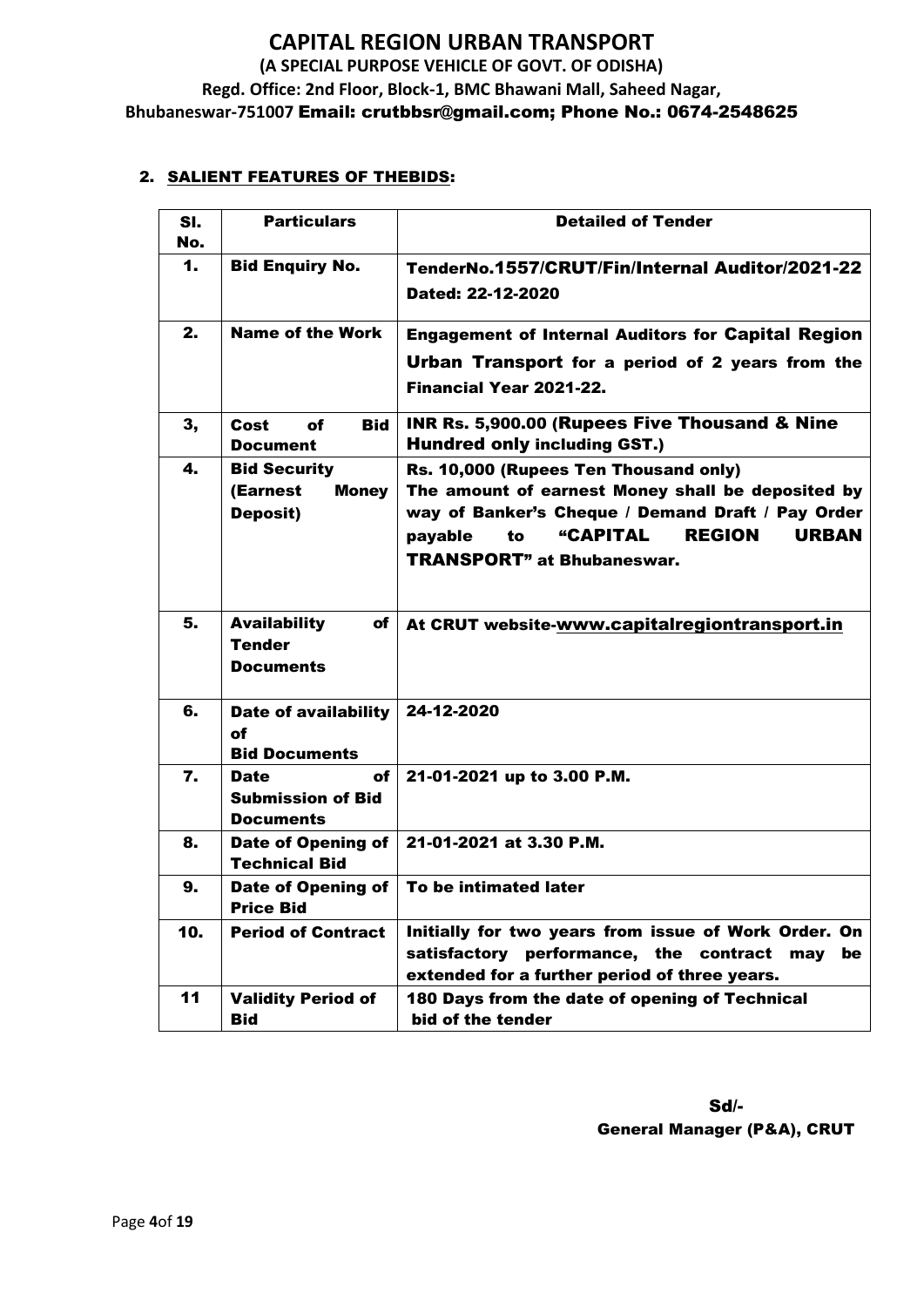# CAPITAL REGION URBAN TRANSPORT

**(A SPECIAL PURPOSE VEHICLE OF GOVT. OF ODISHA)**

**Regd. Office: 2nd Floor, Block-1, BMC Bhawani Mall, Saheed Nagar, Bhubaneswar-751007 Email: crutbbsr@gmail.com; Phone No.: 0674-2548625**

## 2. SALIENT FEATURES OF THEBIDS:

| Sl. No. | Particulars | Detailed of Tender |
|---|---|---|
| 1. | Bid Enquiry No. | TenderNo.1557/CRUT/Fin/Internal Auditor/2021-22 Dated: 22-12-2020 |
| 2. | Name of the Work | Engagement of Internal Auditors for Capital Region Urban Transport for a period of 2 years from the Financial Year 2021-22. |
| 3, | Cost of Bid Document | INR Rs. 5,900.00 (Rupees Five Thousand & Nine Hundred only including GST.) |
| 4. | Bid Security (Earnest Money Deposit) | Rs. 10,000 (Rupees Ten Thousand only) The amount of earnest Money shall be deposited by way of Banker's Cheque / Demand Draft / Pay Order payable to "CAPITAL REGION URBAN TRANSPORT" at Bhubaneswar. |
| 5. | Availability of Tender Documents | At CRUT website-www.capitalregiontransport.in |
| 6. | Date of availability of Bid Documents | 24-12-2020 |
| 7. | Date of Submission of Bid Documents | 21-01-2021 up to 3.00 P.M. |
| 8. | Date of Opening of Technical Bid | 21-01-2021 at 3.30 P.M. |
| 9. | Date of Opening of Price Bid | To be intimated later |
| 10. | Period of Contract | Initially for two years from issue of Work Order. On satisfactory performance, the contract may be extended for a further period of three years. |
| 11 | Validity Period of Bid | 180 Days from the date of opening of Technical bid of the tender |

Sd/-
General Manager (P&A), CRUT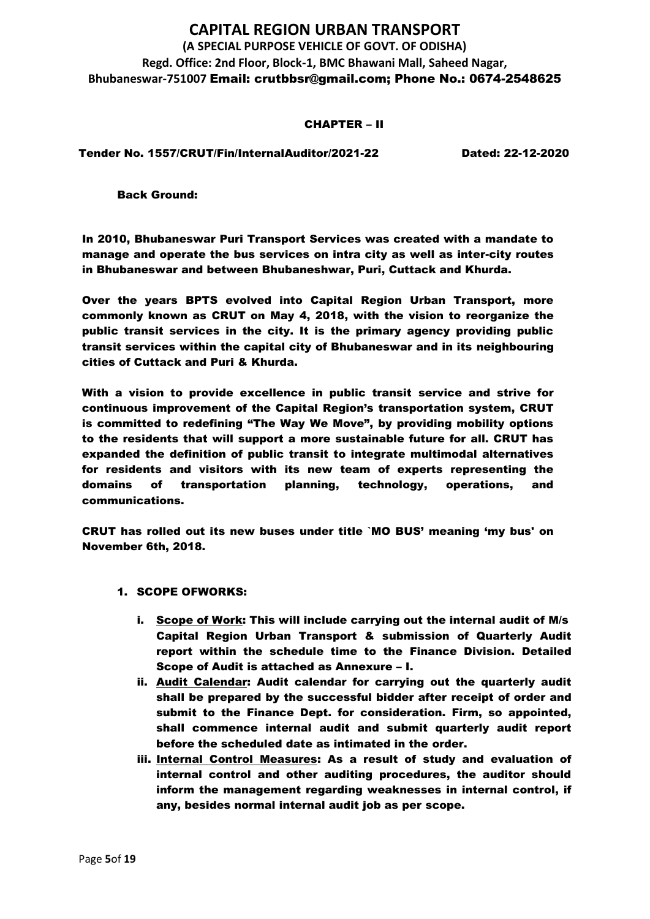# CAPITAL REGION URBAN TRANSPORT

**(A SPECIAL PURPOSE VEHICLE OF GOVT. OF ODISHA)**

**Regd. Office: 2nd Floor, Block-1, BMC Bhawani Mall, Saheed Nagar, Bhubaneswar-751007 Email: crutbbsr@gmail.com; Phone No.: 0674-2548625**

## CHAPTER – II

**Tender No. 1557/CRUT/Fin/InternalAuditor/2021-22 Dated: 22-12-2020**

### Back Ground:

**In 2010, Bhubaneswar Puri Transport Services was created with a mandate to manage and operate the bus services on intra city as well as inter-city routes in Bhubaneswar and between Bhubaneshwar, Puri, Cuttack and Khurda.**

**Over the years BPTS evolved into Capital Region Urban Transport, more commonly known as CRUT on May 4, 2018, with the vision to reorganize the public transit services in the city. It is the primary agency providing public transit services within the capital city of Bhubaneswar and in its neighbouring cities of Cuttack and Puri & Khurda.**

**With a vision to provide excellence in public transit service and strive for continuous improvement of the Capital Region's transportation system, CRUT is committed to redefining "The Way We Move", by providing mobility options to the residents that will support a more sustainable future for all. CRUT has expanded the definition of public transit to integrate multimodal alternatives for residents and visitors with its new team of experts representing the domains of transportation planning, technology, operations, and communications.**

**CRUT has rolled out its new buses under title `MO BUS' meaning 'my bus' on November 6th, 2018.**

1. **SCOPE OFWORKS:**
   - i. **Scope of Work: This will include carrying out the internal audit of M/s Capital Region Urban Transport & submission of Quarterly Audit report within the schedule time to the Finance Division. Detailed Scope of Audit is attached as Annexure – I.**
   - ii. **Audit Calendar: Audit calendar for carrying out the quarterly audit shall be prepared by the successful bidder after receipt of order and submit to the Finance Dept. for consideration. Firm, so appointed, shall commence internal audit and submit quarterly audit report before the scheduled date as intimated in the order.**
   - iii. **Internal Control Measures: As a result of study and evaluation of internal control and other auditing procedures, the auditor should inform the management regarding weaknesses in internal control, if any, besides normal internal audit job as per scope.**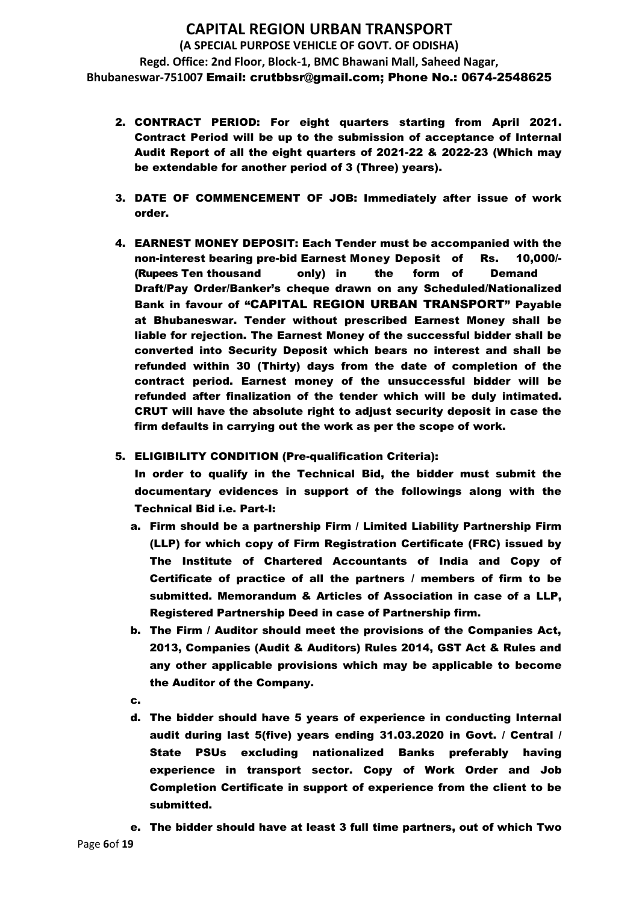2. **CONTRACT PERIOD: For eight quarters starting from April 2021. Contract Period will be up to the submission of acceptance of Internal Audit Report of all the eight quarters of 2021-22 & 2022-23 (Which may be extendable for another period of 3 (Three) years).**

3. **DATE OF COMMENCEMENT OF JOB: Immediately after issue of work order.**

4. **EARNEST MONEY DEPOSIT: Each Tender must be accompanied with the non-interest bearing pre-bid Earnest Money Deposit of Rs. 10,000/- (Rupees Ten thousand only) in the form of Demand Draft/Pay Order/Banker's cheque drawn on any Scheduled/Nationalized Bank in favour of "CAPITAL REGION URBAN TRANSPORT" Payable at Bhubaneswar. Tender without prescribed Earnest Money shall be liable for rejection. The Earnest Money of the successful bidder shall be converted into Security Deposit which bears no interest and shall be refunded within 30 (Thirty) days from the date of completion of the contract period. Earnest money of the unsuccessful bidder will be refunded after finalization of the tender which will be duly intimated. CRUT will have the absolute right to adjust security deposit in case the firm defaults in carrying out the work as per the scope of work.**

5. **ELIGIBILITY CONDITION (Pre-qualification Criteria):**

   **In order to qualify in the Technical Bid, the bidder must submit the documentary evidences in support of the followings along with the Technical Bid i.e. Part-I:**

   a. **Firm should be a partnership Firm / Limited Liability Partnership Firm (LLP) for which copy of Firm Registration Certificate (FRC) issued by The Institute of Chartered Accountants of India and Copy of Certificate of practice of all the partners / members of firm to be submitted. Memorandum & Articles of Association in case of a LLP, Registered Partnership Deed in case of Partnership firm.**

   b. **The Firm / Auditor should meet the provisions of the Companies Act, 2013, Companies (Audit & Auditors) Rules 2014, GST Act & Rules and any other applicable provisions which may be applicable to become the Auditor of the Company.**

   c.

   d. **The bidder should have 5 years of experience in conducting Internal audit during last 5(five) years ending 31.03.2020 in Govt. / Central / State PSUs excluding nationalized Banks preferably having experience in transport sector. Copy of Work Order and Job Completion Certificate in support of experience from the client to be submitted.**

   e. **The bidder should have at least 3 full time partners, out of which Two**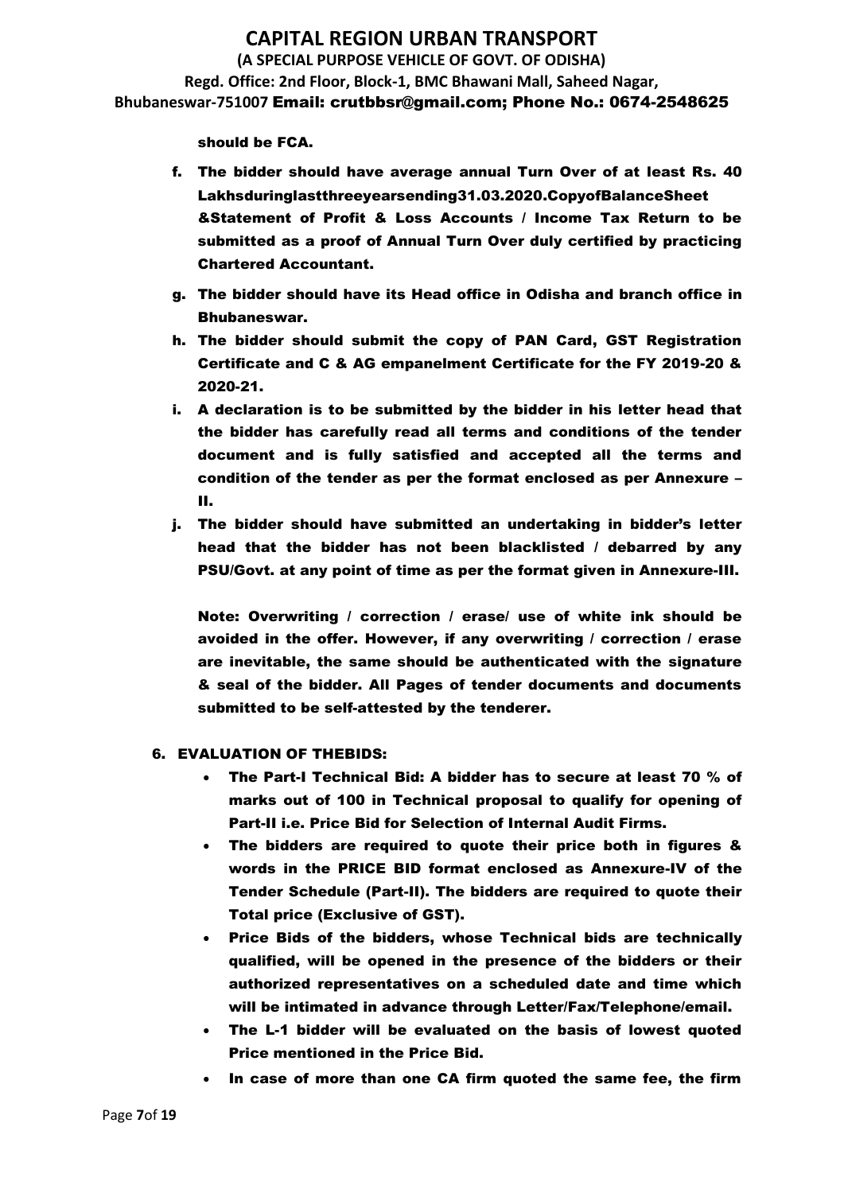should be FCA.

f. The bidder should have average annual Turn Over of at least Rs. 40 Lakhsduringlastthreeyearsending31.03.2020.CopyofBalanceSheet &Statement of Profit & Loss Accounts / Income Tax Return to be submitted as a proof of Annual Turn Over duly certified by practicing Chartered Accountant.

g. The bidder should have its Head office in Odisha and branch office in Bhubaneswar.

h. The bidder should submit the copy of PAN Card, GST Registration Certificate and C & AG empanelment Certificate for the FY 2019-20 & 2020-21.

i. A declaration is to be submitted by the bidder in his letter head that the bidder has carefully read all terms and conditions of the tender document and is fully satisfied and accepted all the terms and condition of the tender as per the format enclosed as per Annexure – II.

j. The bidder should have submitted an undertaking in bidder's letter head that the bidder has not been blacklisted / debarred by any PSU/Govt. at any point of time as per the format given in Annexure-III.

**Note:** Overwriting / correction / erase/ use of white ink should be avoided in the offer. However, if any overwriting / correction / erase are inevitable, the same should be authenticated with the signature & seal of the bidder. All Pages of tender documents and documents submitted to be self-attested by the tenderer.

## 6. EVALUATION OF THEBIDS:

- The Part-I Technical Bid: A bidder has to secure at least 70 % of marks out of 100 in Technical proposal to qualify for opening of Part-II i.e. Price Bid for Selection of Internal Audit Firms.
- The bidders are required to quote their price both in figures & words in the PRICE BID format enclosed as Annexure-IV of the Tender Schedule (Part-II). The bidders are required to quote their Total price (Exclusive of GST).
- Price Bids of the bidders, whose Technical bids are technically qualified, will be opened in the presence of the bidders or their authorized representatives on a scheduled date and time which will be intimated in advance through Letter/Fax/Telephone/email.
- The L-1 bidder will be evaluated on the basis of lowest quoted Price mentioned in the Price Bid.
- In case of more than one CA firm quoted the same fee, the firm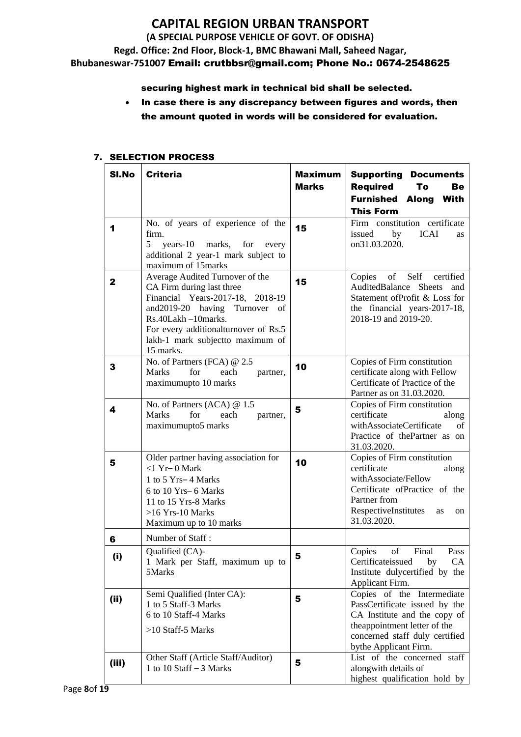securing highest mark in technical bid shall be selected.

- In case there is any discrepancy between figures and words, then the amount quoted in words will be considered for evaluation.

## 7. SELECTION PROCESS

| Sl.No | Criteria | Maximum Marks | Supporting Documents Required To Be Furnished Along With This Form |
|---|---|---|---|
| 1 | No. of years of experience of the firm. 5 years-10 marks, for every additional 2 year-1 mark subject to maximum of 15marks | 15 | Firm constitution certificate issued by ICAI as on31.03.2020. |
| 2 | Average Audited Turnover of the CA Firm during last three Financial Years-2017-18, 2018-19 and2019-20 having Turnover of Rs.40Lakh –10marks. For every additionalturnover of Rs.5 lakh-1 mark subjectto maximum of 15 marks. | 15 | Copies of Self certified AuditedBalance Sheets and Statement ofProfit & Loss for the financial years-2017-18, 2018-19 and 2019-20. |
| 3 | No. of Partners (FCA) @ 2.5 Marks for each partner, maximumupto 10 marks | 10 | Copies of Firm constitution certificate along with Fellow Certificate of Practice of the Partner as on 31.03.2020. |
| 4 | No. of Partners (ACA) @ 1.5 Marks for each partner, maximumupto5 marks | 5 | Copies of Firm constitution certificate along withAssociateCertificate of Practice of thePartner as on 31.03.2020. |
| 5 | Older partner having association for<br><1 Yr– 0 Mark<br>1 to 5 Yrs– 4 Marks<br>6 to 10 Yrs– 6 Marks<br>11 to 15 Yrs-8 Marks<br>>16 Yrs-10 Marks<br>Maximum up to 10 marks | 10 | Copies of Firm constitution certificate along withAssociate/Fellow Certificate ofPractice of the Partner from RespectiveInstitutes as on 31.03.2020. |
| 6 | Number of Staff : | | |
| (i) | Qualified (CA)- 1 Mark per Staff, maximum up to 5Marks | 5 | Copies of Final Pass Certificateissued by CA Institute dulycertified by the Applicant Firm. |
| (ii) | Semi Qualified (Inter CA):<br>1 to 5 Staff-3 Marks<br>6 to 10 Staff-4 Marks<br>>10 Staff-5 Marks | 5 | Copies of the Intermediate PassCertificate issued by the CA Institute and the copy of theappointment letter of the concerned staff duly certified bythe Applicant Firm. |
| (iii) | Other Staff (Article Staff/Auditor)<br>1 to 10 Staff – 3 Marks | 5 | List of the concerned staff alongwith details of highest qualification hold by |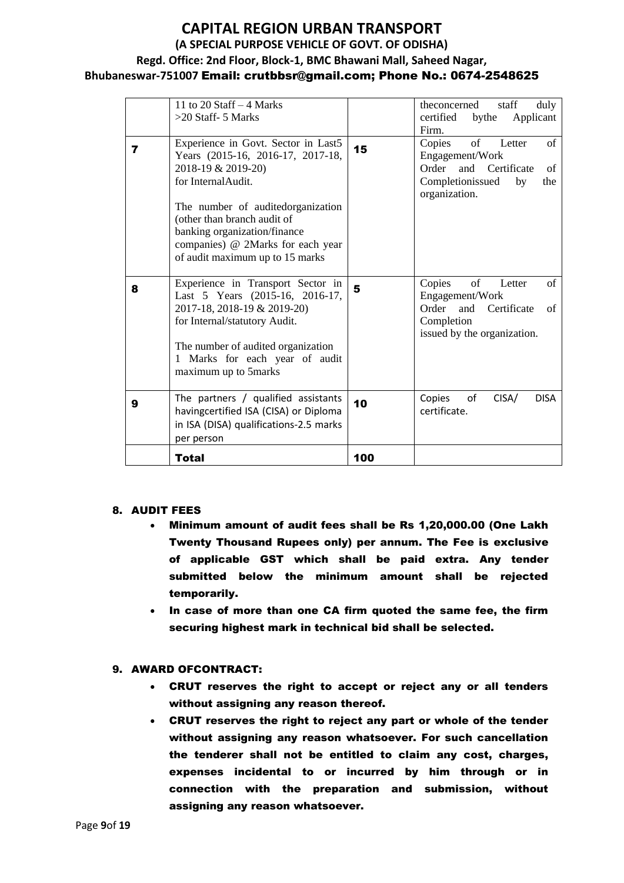| | | | |
|---|---|---|---|
| | 11 to 20 Staff – 4 Marks<br>>20 Staff- 5 Marks | | theconcerned staff duly certified bythe Applicant Firm. |
| **7** | Experience in Govt. Sector in Last5 Years (2015-16, 2016-17, 2017-18, 2018-19 & 2019-20) for InternalAudit.<br><br>The number of auditedorganization (other than branch audit of banking organization/finance companies) @ 2Marks for each year of audit maximum up to 15 marks | **15** | Copies of Letter of Engagement/Work Order and Certificate of Completionissued by the organization. |
| **8** | Experience in Transport Sector in Last 5 Years (2015-16, 2016-17, 2017-18, 2018-19 & 2019-20) for Internal/statutory Audit.<br><br>The number of audited organization 1 Marks for each year of audit maximum up to 5marks | **5** | Copies of Letter of Engagement/Work Order and Certificate of Completion issued by the organization. |
| **9** | The partners / qualified assistants havingcertified ISA (CISA) or Diploma in ISA (DISA) qualifications-2.5 marks per person | **10** | Copies of CISA/ DISA certificate. |
| | **Total** | **100** | |

## 8. AUDIT FEES

- **Minimum amount of audit fees shall be Rs 1,20,000.00 (One Lakh Twenty Thousand Rupees only) per annum. The Fee is exclusive of applicable GST which shall be paid extra. Any tender submitted below the minimum amount shall be rejected temporarily.**
- **In case of more than one CA firm quoted the same fee, the firm securing highest mark in technical bid shall be selected.**

## 9. AWARD OFCONTRACT:

- **CRUT reserves the right to accept or reject any or all tenders without assigning any reason thereof.**
- **CRUT reserves the right to reject any part or whole of the tender without assigning any reason whatsoever. For such cancellation the tenderer shall not be entitled to claim any cost, charges, expenses incidental to or incurred by him through or in connection with the preparation and submission, without assigning any reason whatsoever.**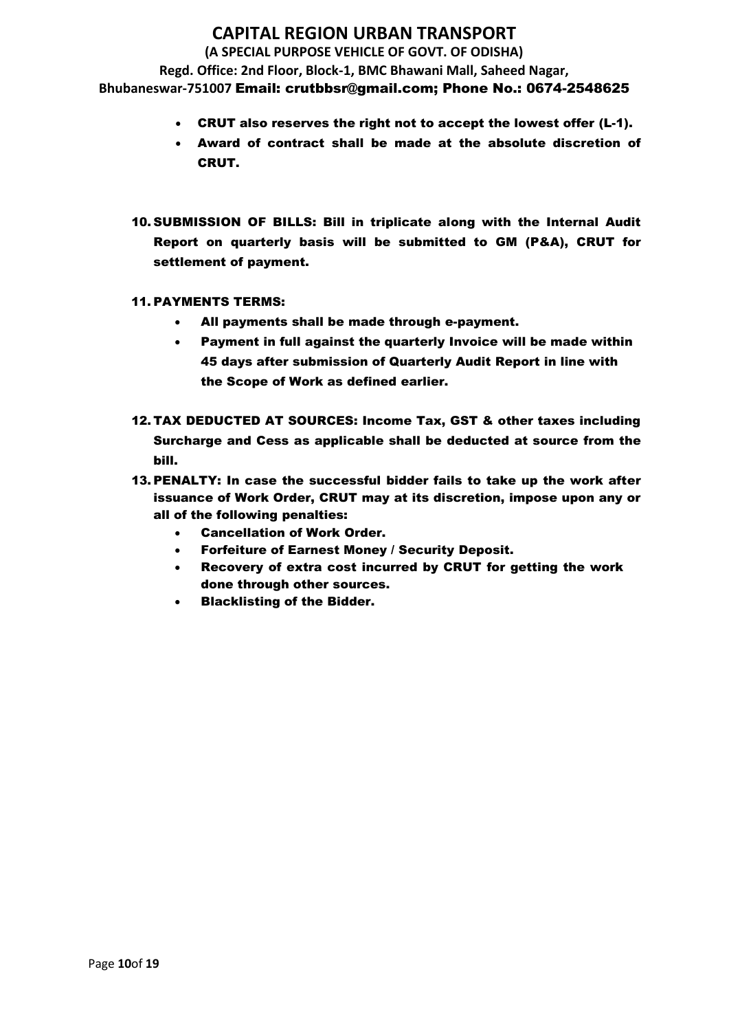- **CRUT also reserves the right not to accept the lowest offer (L-1).**
- **Award of contract shall be made at the absolute discretion of CRUT.**

**10. SUBMISSION OF BILLS: Bill in triplicate along with the Internal Audit Report on quarterly basis will be submitted to GM (P&A), CRUT for settlement of payment.**

**11. PAYMENTS TERMS:**

- **All payments shall be made through e-payment.**
- **Payment in full against the quarterly Invoice will be made within 45 days after submission of Quarterly Audit Report in line with the Scope of Work as defined earlier.**

**12. TAX DEDUCTED AT SOURCES: Income Tax, GST & other taxes including Surcharge and Cess as applicable shall be deducted at source from the bill.**

**13. PENALTY: In case the successful bidder fails to take up the work after issuance of Work Order, CRUT may at its discretion, impose upon any or all of the following penalties:**

- **Cancellation of Work Order.**
- **Forfeiture of Earnest Money / Security Deposit.**
- **Recovery of extra cost incurred by CRUT for getting the work done through other sources.**
- **Blacklisting of the Bidder.**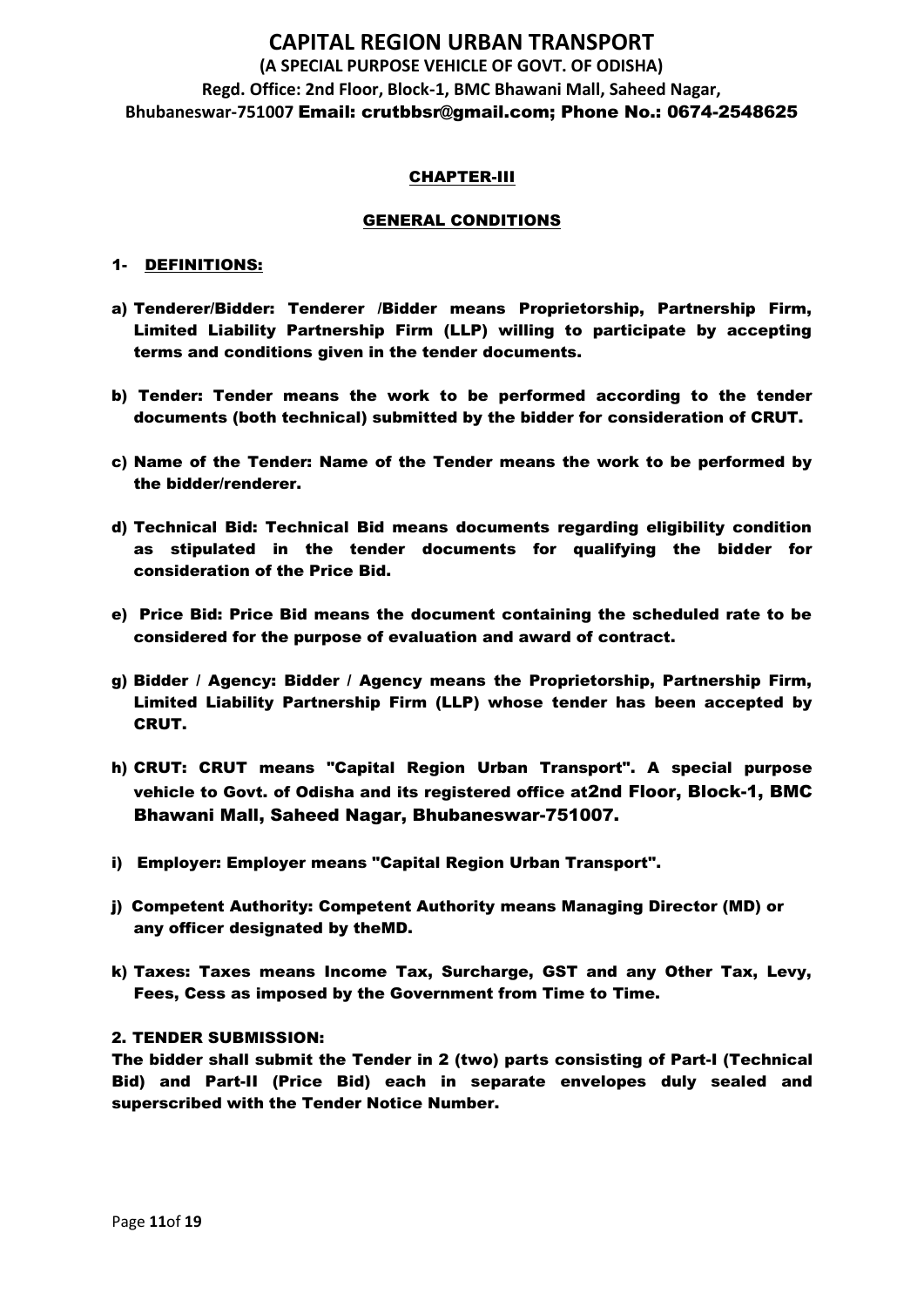# CAPITAL REGION URBAN TRANSPORT

**(A SPECIAL PURPOSE VEHICLE OF GOVT. OF ODISHA)**
**Regd. Office: 2nd Floor, Block-1, BMC Bhawani Mall, Saheed Nagar, Bhubaneswar-751007 Email: crutbbsr@gmail.com; Phone No.: 0674-2548625**

## CHAPTER-III

## GENERAL CONDITIONS

### 1- DEFINITIONS:

a) **Tenderer/Bidder: Tenderer /Bidder means Proprietorship, Partnership Firm, Limited Liability Partnership Firm (LLP) willing to participate by accepting terms and conditions given in the tender documents.**

b) **Tender: Tender means the work to be performed according to the tender documents (both technical) submitted by the bidder for consideration of CRUT.**

c) **Name of the Tender: Name of the Tender means the work to be performed by the bidder/renderer.**

d) **Technical Bid: Technical Bid means documents regarding eligibility condition as stipulated in the tender documents for qualifying the bidder for consideration of the Price Bid.**

e) **Price Bid: Price Bid means the document containing the scheduled rate to be considered for the purpose of evaluation and award of contract.**

g) **Bidder / Agency: Bidder / Agency means the Proprietorship, Partnership Firm, Limited Liability Partnership Firm (LLP) whose tender has been accepted by CRUT.**

h) **CRUT: CRUT means "Capital Region Urban Transport". A special purpose vehicle to Govt. of Odisha and its registered office at2nd Floor, Block-1, BMC Bhawani Mall, Saheed Nagar, Bhubaneswar-751007.**

i) **Employer: Employer means "Capital Region Urban Transport".**

j) **Competent Authority: Competent Authority means Managing Director (MD) or any officer designated by theMD.**

k) **Taxes: Taxes means Income Tax, Surcharge, GST and any Other Tax, Levy, Fees, Cess as imposed by the Government from Time to Time.**

### 2. TENDER SUBMISSION:

**The bidder shall submit the Tender in 2 (two) parts consisting of Part-I (Technical Bid) and Part-II (Price Bid) each in separate envelopes duly sealed and superscribed with the Tender Notice Number.**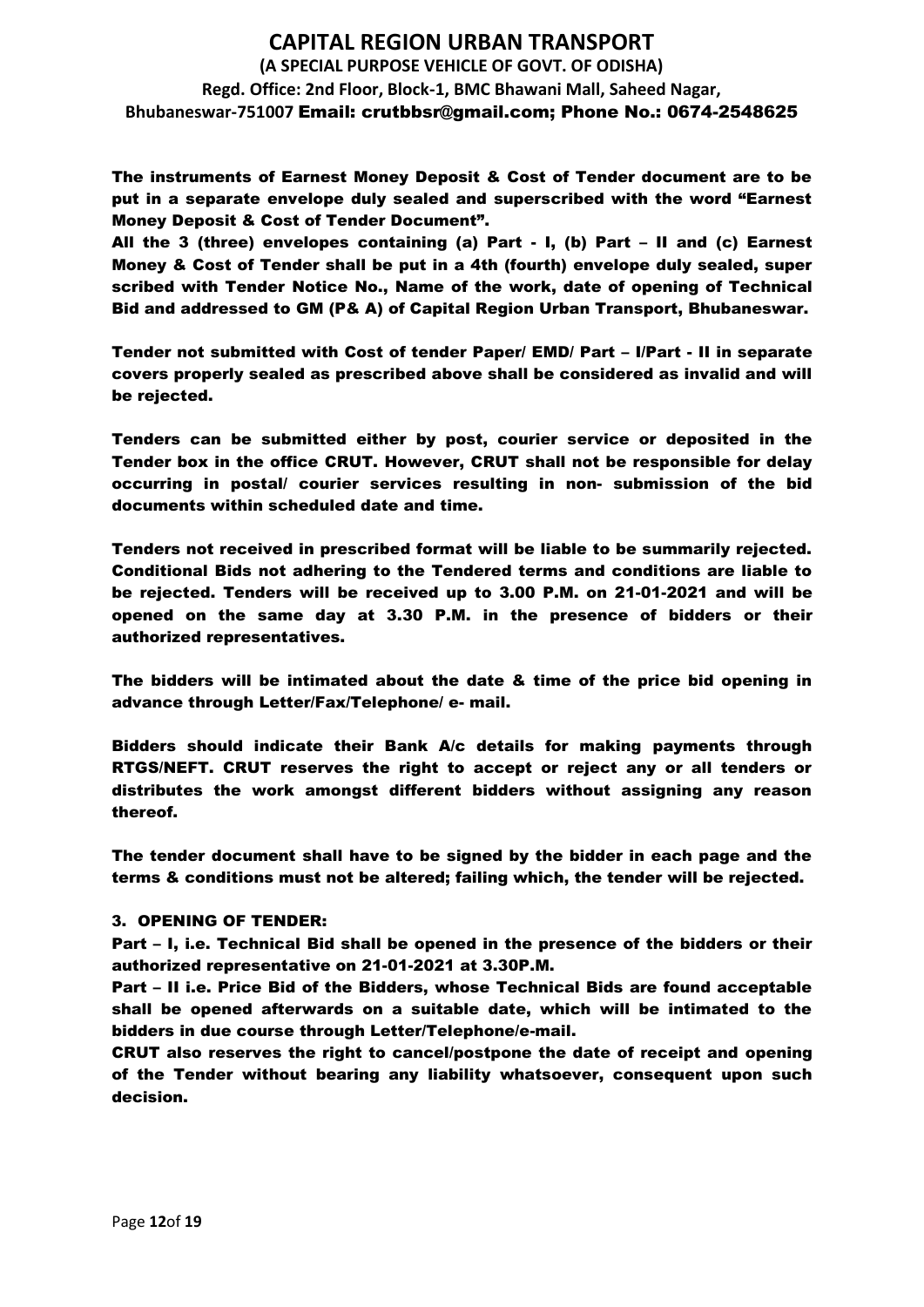**The instruments of Earnest Money Deposit & Cost of Tender document are to be put in a separate envelope duly sealed and superscribed with the word "Earnest Money Deposit & Cost of Tender Document".**

**All the 3 (three) envelopes containing (a) Part - I, (b) Part – II and (c) Earnest Money & Cost of Tender shall be put in a 4th (fourth) envelope duly sealed, super scribed with Tender Notice No., Name of the work, date of opening of Technical Bid and addressed to GM (P& A) of Capital Region Urban Transport, Bhubaneswar.**

**Tender not submitted with Cost of tender Paper/ EMD/ Part – I/Part - II in separate covers properly sealed as prescribed above shall be considered as invalid and will be rejected.**

**Tenders can be submitted either by post, courier service or deposited in the Tender box in the office CRUT. However, CRUT shall not be responsible for delay occurring in postal/ courier services resulting in non- submission of the bid documents within scheduled date and time.**

**Tenders not received in prescribed format will be liable to be summarily rejected. Conditional Bids not adhering to the Tendered terms and conditions are liable to be rejected. Tenders will be received up to 3.00 P.M. on 21-01-2021 and will be opened on the same day at 3.30 P.M. in the presence of bidders or their authorized representatives.**

**The bidders will be intimated about the date & time of the price bid opening in advance through Letter/Fax/Telephone/ e- mail.**

**Bidders should indicate their Bank A/c details for making payments through RTGS/NEFT. CRUT reserves the right to accept or reject any or all tenders or distributes the work amongst different bidders without assigning any reason thereof.**

**The tender document shall have to be signed by the bidder in each page and the terms & conditions must not be altered; failing which, the tender will be rejected.**

### 3. OPENING OF TENDER:

**Part – I, i.e. Technical Bid shall be opened in the presence of the bidders or their authorized representative on 21-01-2021 at 3.30P.M.**

**Part – II i.e. Price Bid of the Bidders, whose Technical Bids are found acceptable shall be opened afterwards on a suitable date, which will be intimated to the bidders in due course through Letter/Telephone/e-mail.**

**CRUT also reserves the right to cancel/postpone the date of receipt and opening of the Tender without bearing any liability whatsoever, consequent upon such decision.**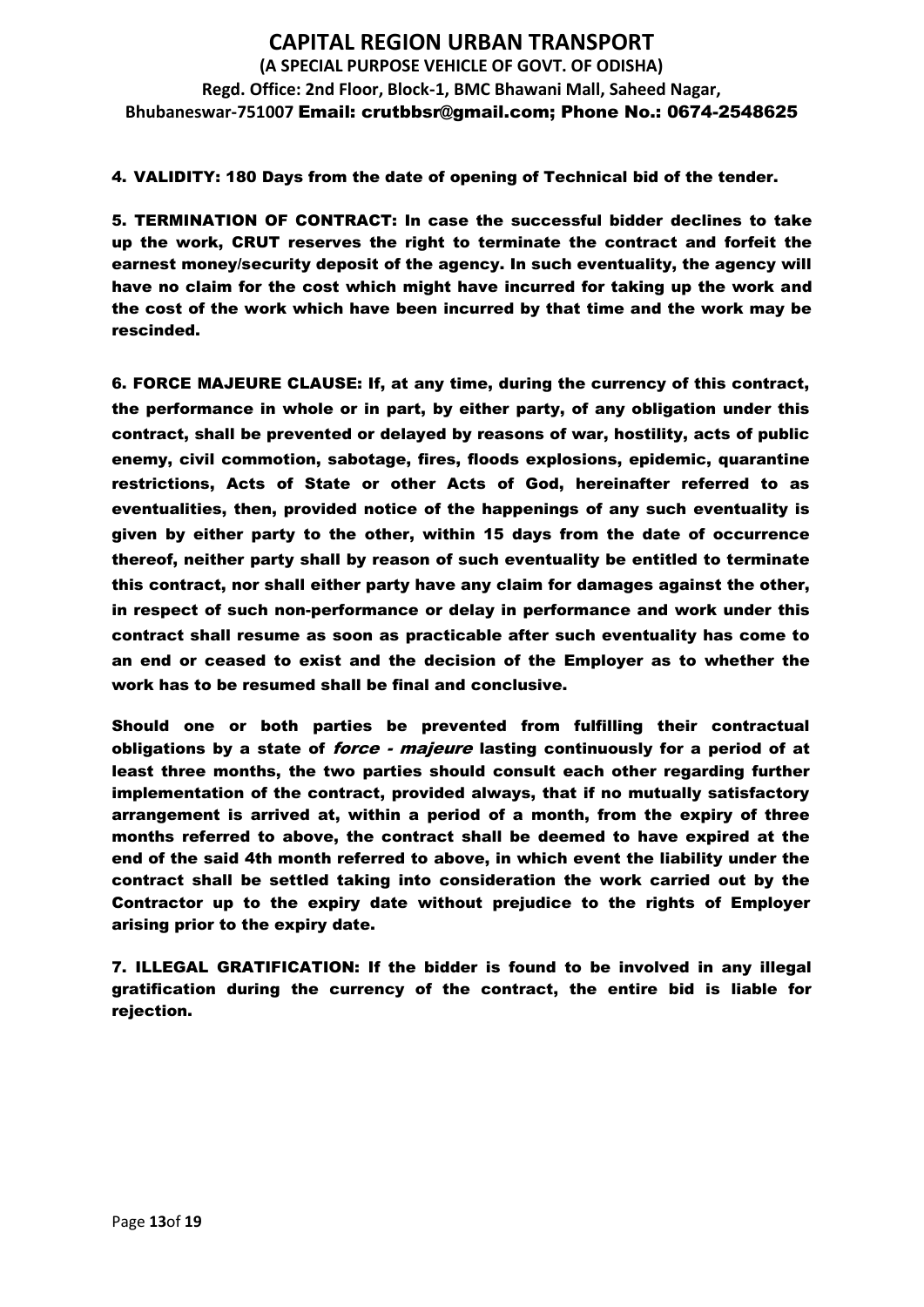**4. VALIDITY: 180 Days from the date of opening of Technical bid of the tender.**

**5. TERMINATION OF CONTRACT: In case the successful bidder declines to take up the work, CRUT reserves the right to terminate the contract and forfeit the earnest money/security deposit of the agency. In such eventuality, the agency will have no claim for the cost which might have incurred for taking up the work and the cost of the work which have been incurred by that time and the work may be rescinded.**

**6. FORCE MAJEURE CLAUSE: If, at any time, during the currency of this contract, the performance in whole or in part, by either party, of any obligation under this contract, shall be prevented or delayed by reasons of war, hostility, acts of public enemy, civil commotion, sabotage, fires, floods explosions, epidemic, quarantine restrictions, Acts of State or other Acts of God, hereinafter referred to as eventualities, then, provided notice of the happenings of any such eventuality is given by either party to the other, within 15 days from the date of occurrence thereof, neither party shall by reason of such eventuality be entitled to terminate this contract, nor shall either party have any claim for damages against the other, in respect of such non-performance or delay in performance and work under this contract shall resume as soon as practicable after such eventuality has come to an end or ceased to exist and the decision of the Employer as to whether the work has to be resumed shall be final and conclusive.**

**Should one or both parties be prevented from fulfilling their contractual obligations by a state of *force - majeure* lasting continuously for a period of at least three months, the two parties should consult each other regarding further implementation of the contract, provided always, that if no mutually satisfactory arrangement is arrived at, within a period of a month, from the expiry of three months referred to above, the contract shall be deemed to have expired at the end of the said 4th month referred to above, in which event the liability under the contract shall be settled taking into consideration the work carried out by the Contractor up to the expiry date without prejudice to the rights of Employer arising prior to the expiry date.**

**7. ILLEGAL GRATIFICATION: If the bidder is found to be involved in any illegal gratification during the currency of the contract, the entire bid is liable for rejection.**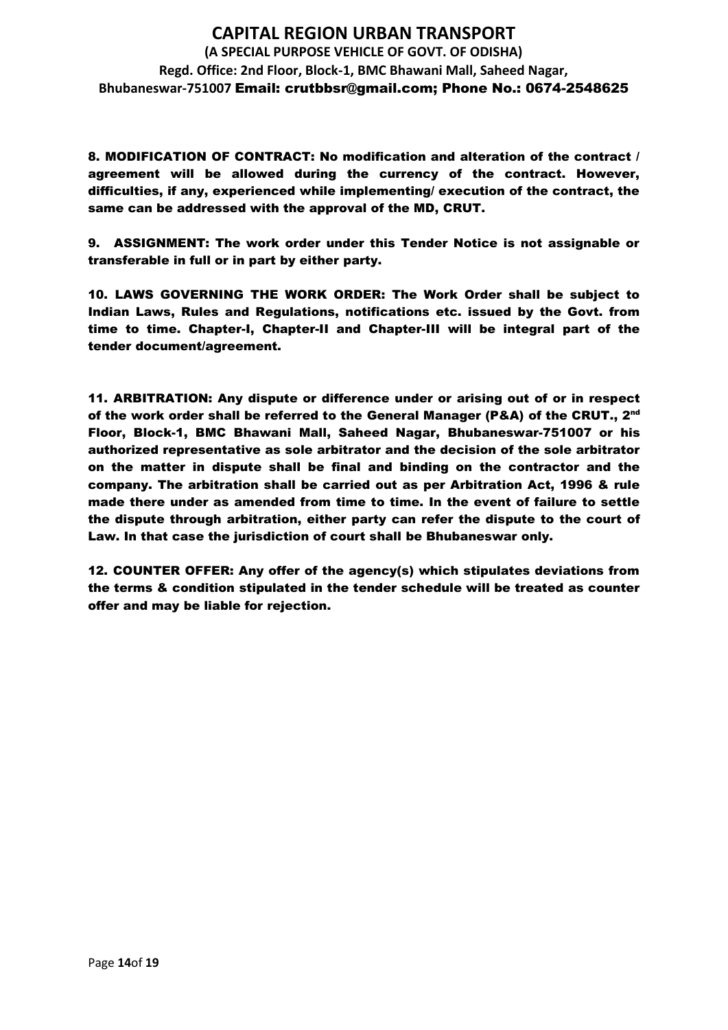**8. MODIFICATION OF CONTRACT: No modification and alteration of the contract / agreement will be allowed during the currency of the contract. However, difficulties, if any, experienced while implementing/ execution of the contract, the same can be addressed with the approval of the MD, CRUT.**

**9. ASSIGNMENT: The work order under this Tender Notice is not assignable or transferable in full or in part by either party.**

**10. LAWS GOVERNING THE WORK ORDER: The Work Order shall be subject to Indian Laws, Rules and Regulations, notifications etc. issued by the Govt. from time to time. Chapter-I, Chapter-II and Chapter-III will be integral part of the tender document/agreement.**

**11. ARBITRATION: Any dispute or difference under or arising out of or in respect of the work order shall be referred to the General Manager (P&A) of the CRUT., 2nd Floor, Block-1, BMC Bhawani Mall, Saheed Nagar, Bhubaneswar-751007 or his authorized representative as sole arbitrator and the decision of the sole arbitrator on the matter in dispute shall be final and binding on the contractor and the company. The arbitration shall be carried out as per Arbitration Act, 1996 & rule made there under as amended from time to time. In the event of failure to settle the dispute through arbitration, either party can refer the dispute to the court of Law. In that case the jurisdiction of court shall be Bhubaneswar only.**

**12. COUNTER OFFER: Any offer of the agency(s) which stipulates deviations from the terms & condition stipulated in the tender schedule will be treated as counter offer and may be liable for rejection.**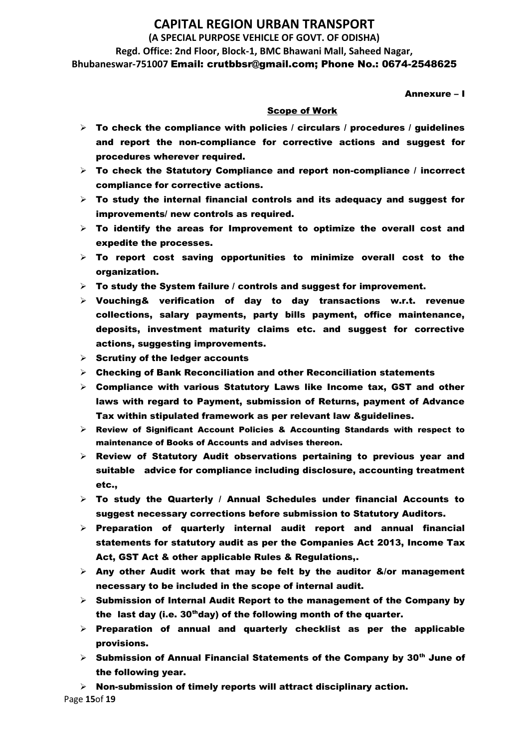# CAPITAL REGION URBAN TRANSPORT

**(A SPECIAL PURPOSE VEHICLE OF GOVT. OF ODISHA)**

**Regd. Office: 2nd Floor, Block-1, BMC Bhawani Mall, Saheed Nagar, Bhubaneswar-751007** **Email: crutbbsr@gmail.com; Phone No.: 0674-2548625**

**Annexure – I**

## Scope of Work

- **To check the compliance with policies / circulars / procedures / guidelines and report the non-compliance for corrective actions and suggest for procedures wherever required.**
- **To check the Statutory Compliance and report non-compliance / incorrect compliance for corrective actions.**
- **To study the internal financial controls and its adequacy and suggest for improvements/ new controls as required.**
- **To identify the areas for Improvement to optimize the overall cost and expedite the processes.**
- **To report cost saving opportunities to minimize overall cost to the organization.**
- **To study the System failure / controls and suggest for improvement.**
- **Vouching& verification of day to day transactions w.r.t. revenue collections, salary payments, party bills payment, office maintenance, deposits, investment maturity claims etc. and suggest for corrective actions, suggesting improvements.**
- **Scrutiny of the ledger accounts**
- **Checking of Bank Reconciliation and other Reconciliation statements**
- **Compliance with various Statutory Laws like Income tax, GST and other laws with regard to Payment, submission of Returns, payment of Advance Tax within stipulated framework as per relevant law &guidelines.**
- **Review of Significant Account Policies & Accounting Standards with respect to maintenance of Books of Accounts and advises thereon.**
- **Review of Statutory Audit observations pertaining to previous year and suitable advice for compliance including disclosure, accounting treatment etc.,**
- **To study the Quarterly / Annual Schedules under financial Accounts to suggest necessary corrections before submission to Statutory Auditors.**
- **Preparation of quarterly internal audit report and annual financial statements for statutory audit as per the Companies Act 2013, Income Tax Act, GST Act & other applicable Rules & Regulations,.**
- **Any other Audit work that may be felt by the auditor &/or management necessary to be included in the scope of internal audit.**
- **Submission of Internal Audit Report to the management of the Company by the last day (i.e. 30thday) of the following month of the quarter.**
- **Preparation of annual and quarterly checklist as per the applicable provisions.**
- **Submission of Annual Financial Statements of the Company by 30th June of the following year.**
- **Non-submission of timely reports will attract disciplinary action.**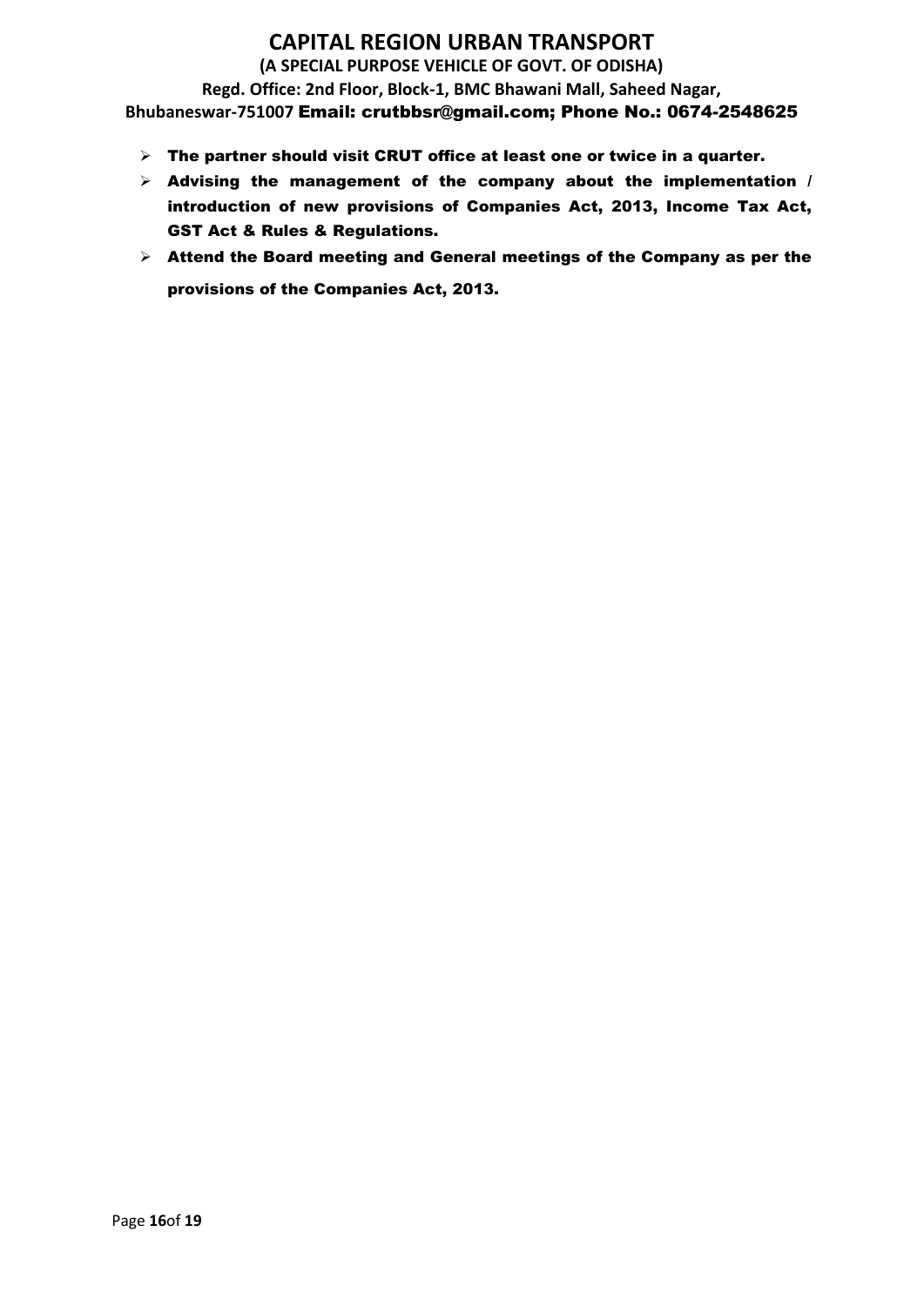- **The partner should visit CRUT office at least one or twice in a quarter.**
- **Advising the management of the company about the implementation / introduction of new provisions of Companies Act, 2013, Income Tax Act, GST Act & Rules & Regulations.**
- **Attend the Board meeting and General meetings of the Company as per the provisions of the Companies Act, 2013.**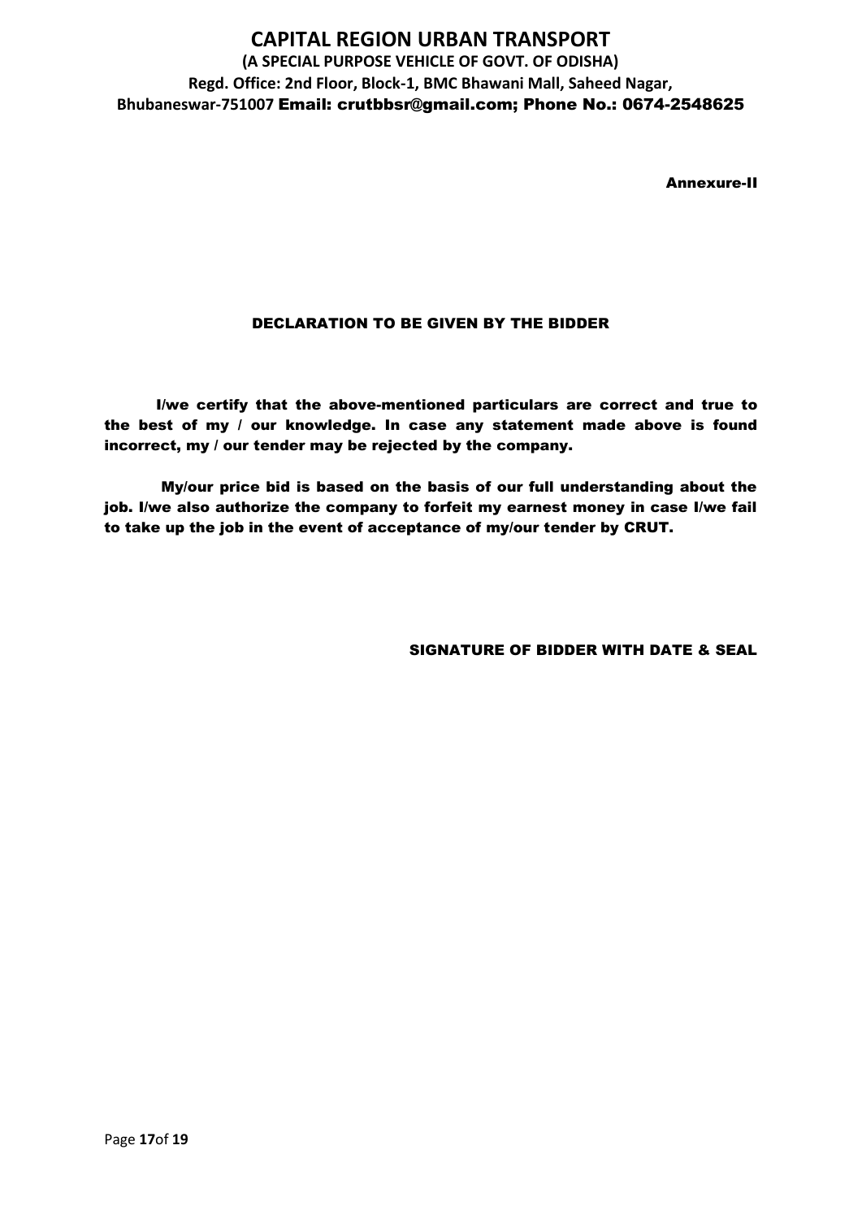# CAPITAL REGION URBAN TRANSPORT

**(A SPECIAL PURPOSE VEHICLE OF GOVT. OF ODISHA)**

**Regd. Office: 2nd Floor, Block-1, BMC Bhawani Mall, Saheed Nagar, Bhubaneswar-751007 Email: crutbbsr@gmail.com; Phone No.: 0674-2548625**

**Annexure-II**

## DECLARATION TO BE GIVEN BY THE BIDDER

**I/we certify that the above-mentioned particulars are correct and true to the best of my / our knowledge. In case any statement made above is found incorrect, my / our tender may be rejected by the company.**

**My/our price bid is based on the basis of our full understanding about the job. I/we also authorize the company to forfeit my earnest money in case I/we fail to take up the job in the event of acceptance of my/our tender by CRUT.**

**SIGNATURE OF BIDDER WITH DATE & SEAL**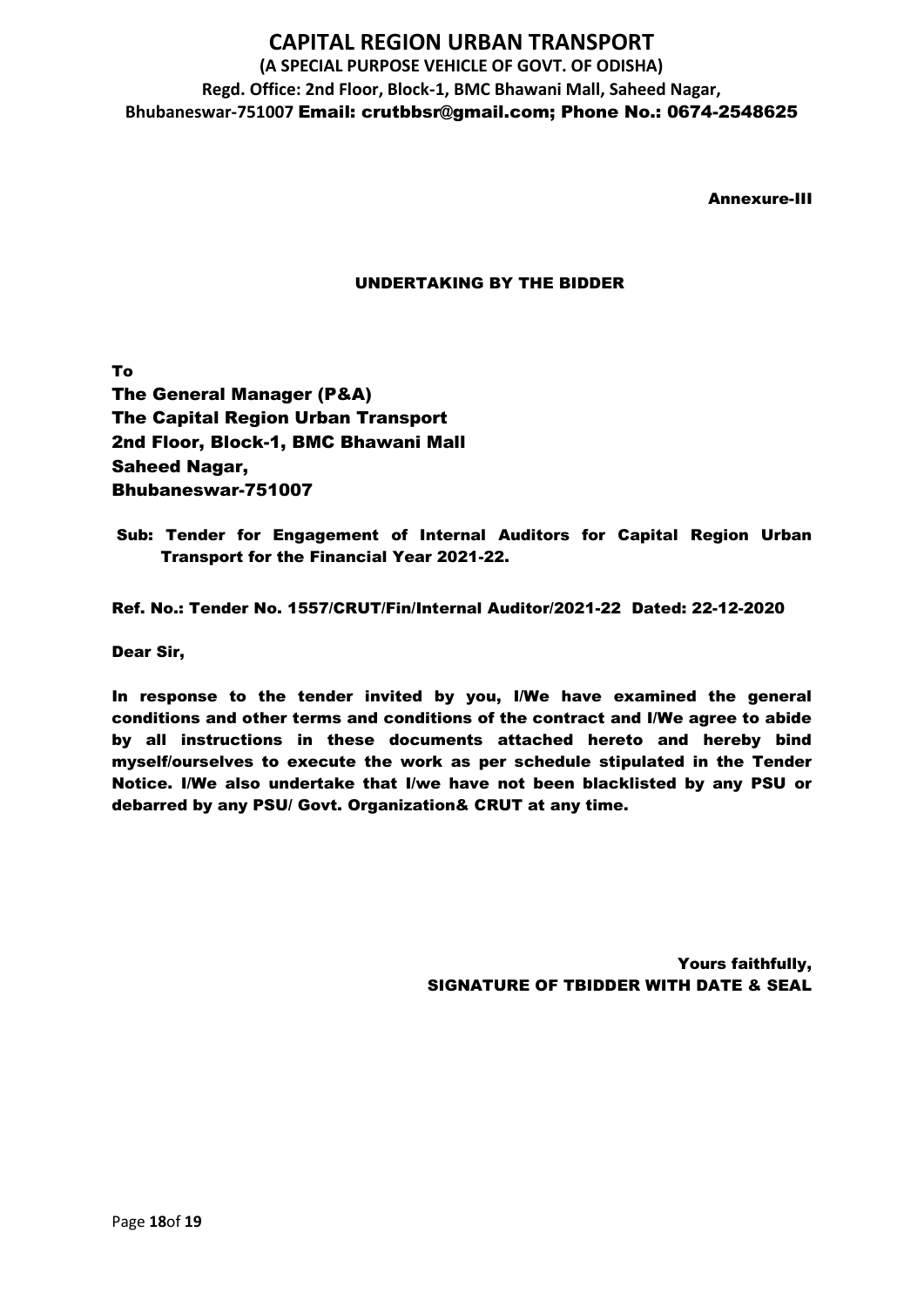# CAPITAL REGION URBAN TRANSPORT

**(A SPECIAL PURPOSE VEHICLE OF GOVT. OF ODISHA)**

**Regd. Office: 2nd Floor, Block-1, BMC Bhawani Mall, Saheed Nagar, Bhubaneswar-751007 Email: crutbbsr@gmail.com; Phone No.: 0674-2548625**

**Annexure-III**

## UNDERTAKING BY THE BIDDER

**To**
**The General Manager (P&A)**
**The Capital Region Urban Transport**
**2nd Floor, Block-1, BMC Bhawani Mall**
**Saheed Nagar,**
**Bhubaneswar-751007**

**Sub: Tender for Engagement of Internal Auditors for Capital Region Urban Transport for the Financial Year 2021-22.**

**Ref. No.: Tender No. 1557/CRUT/Fin/Internal Auditor/2021-22 Dated: 22-12-2020**

**Dear Sir,**

**In response to the tender invited by you, I/We have examined the general conditions and other terms and conditions of the contract and I/We agree to abide by all instructions in these documents attached hereto and hereby bind myself/ourselves to execute the work as per schedule stipulated in the Tender Notice. I/We also undertake that I/we have not been blacklisted by any PSU or debarred by any PSU/ Govt. Organization& CRUT at any time.**

**Yours faithfully,**
**SIGNATURE OF TBIDDER WITH DATE & SEAL**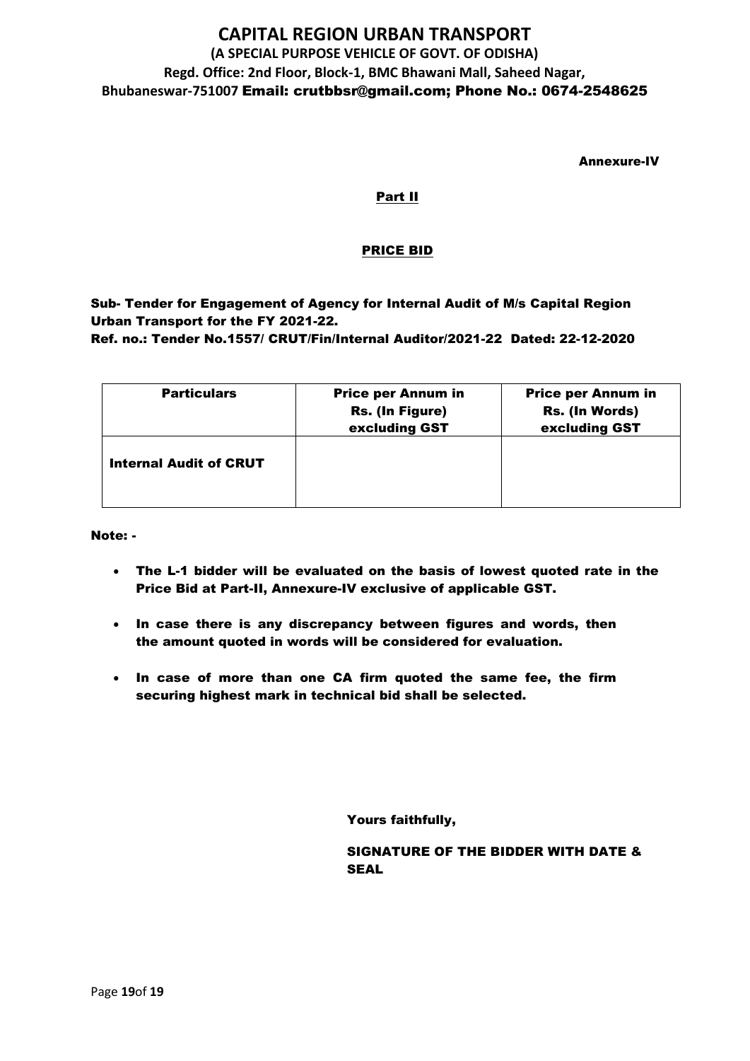# CAPITAL REGION URBAN TRANSPORT

**(A SPECIAL PURPOSE VEHICLE OF GOVT. OF ODISHA)**

**Regd. Office: 2nd Floor, Block-1, BMC Bhawani Mall, Saheed Nagar, Bhubaneswar-751007 Email: crutbbsr@gmail.com; Phone No.: 0674-2548625**

**Annexure-IV**

**Part II**

**PRICE BID**

**Sub- Tender for Engagement of Agency for Internal Audit of M/s Capital Region Urban Transport for the FY 2021-22.**
**Ref. no.: Tender No.1557/ CRUT/Fin/Internal Auditor/2021-22 Dated: 22-12-2020**

| Particulars | Price per Annum in Rs. (In Figure) excluding GST | Price per Annum in Rs. (In Words) excluding GST |
|---|---|---|
| Internal Audit of CRUT | | |

**Note: -**

- **The L-1 bidder will be evaluated on the basis of lowest quoted rate in the Price Bid at Part-II, Annexure-IV exclusive of applicable GST.**
- **In case there is any discrepancy between figures and words, then the amount quoted in words will be considered for evaluation.**
- **In case of more than one CA firm quoted the same fee, the firm securing highest mark in technical bid shall be selected.**

**Yours faithfully,**

**SIGNATURE OF THE BIDDER WITH DATE & SEAL**